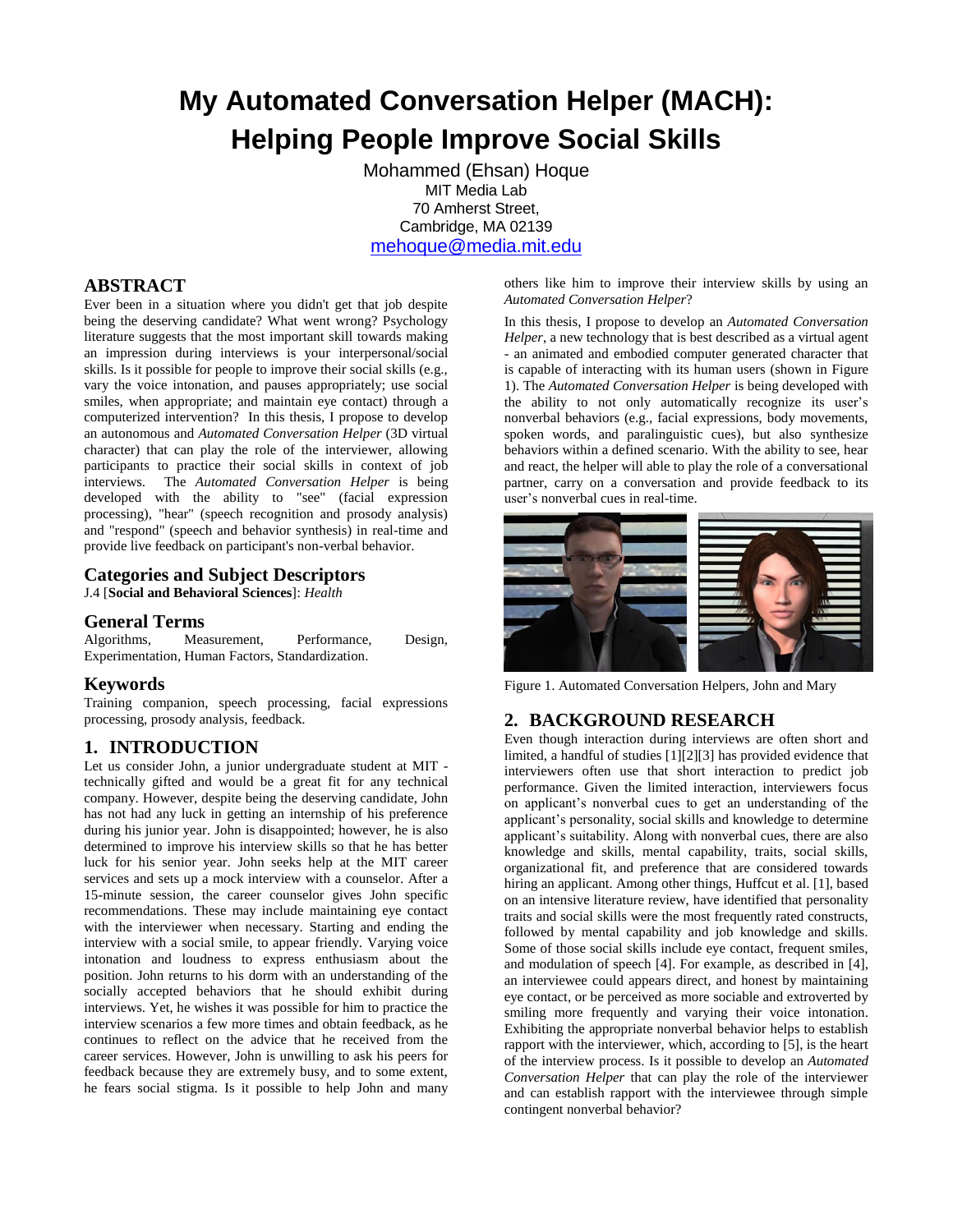# My Automated Conversation Helper (MACH): Helping People Improve Social Skills

Mohammed (Ehsan) Hoque
MIT Media Lab
70 Amherst Street,
Cambridge, MA 02139
mehoque@media.mit.edu

## ABSTRACT

Ever been in a situation where you didn't get that job despite being the deserving candidate? What went wrong? Psychology literature suggests that the most important skill towards making an impression during interviews is your interpersonal/social skills. Is it possible for people to improve their social skills (e.g., vary the voice intonation, and pauses appropriately; use social smiles, when appropriate; and maintain eye contact) through a computerized intervention? In this thesis, I propose to develop an autonomous and *Automated Conversation Helper* (3D virtual character) that can play the role of the interviewer, allowing participants to practice their social skills in context of job interviews. The *Automated Conversation Helper* is being developed with the ability to "see" (facial expression processing), "hear" (speech recognition and prosody analysis) and "respond" (speech and behavior synthesis) in real-time and provide live feedback on participant's non-verbal behavior.

## Categories and Subject Descriptors

J.4 [**Social and Behavioral Sciences**]: *Health*

## General Terms

Algorithms, Measurement, Performance, Design, Experimentation, Human Factors, Standardization.

## Keywords

Training companion, speech processing, facial expressions processing, prosody analysis, feedback.

## 1. INTRODUCTION

Let us consider John, a junior undergraduate student at MIT - technically gifted and would be a great fit for any technical company. However, despite being the deserving candidate, John has not had any luck in getting an internship of his preference during his junior year. John is disappointed; however, he is also determined to improve his interview skills so that he has better luck for his senior year. John seeks help at the MIT career services and sets up a mock interview with a counselor. After a 15-minute session, the career counselor gives John specific recommendations. These may include maintaining eye contact with the interviewer when necessary. Starting and ending the interview with a social smile, to appear friendly. Varying voice intonation and loudness to express enthusiasm about the position. John returns to his dorm with an understanding of the socially accepted behaviors that he should exhibit during interviews. Yet, he wishes it was possible for him to practice the interview scenarios a few more times and obtain feedback, as he continues to reflect on the advice that he received from the career services. However, John is unwilling to ask his peers for feedback because they are extremely busy, and to some extent, he fears social stigma. Is it possible to help John and many others like him to improve their interview skills by using an *Automated Conversation Helper*?

In this thesis, I propose to develop an *Automated Conversation Helper*, a new technology that is best described as a virtual agent - an animated and embodied computer generated character that is capable of interacting with its human users (shown in Figure 1). The *Automated Conversation Helper* is being developed with the ability to not only automatically recognize its user's nonverbal behaviors (e.g., facial expressions, body movements, spoken words, and paralinguistic cues), but also synthesize behaviors within a defined scenario. With the ability to see, hear and react, the helper will able to play the role of a conversational partner, carry on a conversation and provide feedback to its user's nonverbal cues in real-time.

Figure 1. Automated Conversation Helpers, John and Mary

## 2. BACKGROUND RESEARCH

Even though interaction during interviews are often short and limited, a handful of studies [1][2][3] has provided evidence that interviewers often use that short interaction to predict job performance. Given the limited interaction, interviewers focus on applicant's nonverbal cues to get an understanding of the applicant's personality, social skills and knowledge to determine applicant's suitability. Along with nonverbal cues, there are also knowledge and skills, mental capability, traits, social skills, organizational fit, and preference that are considered towards hiring an applicant. Among other things, Huffcut et al. [1], based on an intensive literature review, have identified that personality traits and social skills were the most frequently rated constructs, followed by mental capability and job knowledge and skills. Some of those social skills include eye contact, frequent smiles, and modulation of speech [4]. For example, as described in [4], an interviewee could appears direct, and honest by maintaining eye contact, or be perceived as more sociable and extroverted by smiling more frequently and varying their voice intonation. Exhibiting the appropriate nonverbal behavior helps to establish rapport with the interviewer, which, according to [5], is the heart of the interview process. Is it possible to develop an *Automated Conversation Helper* that can play the role of the interviewer and can establish rapport with the interviewee through simple contingent nonverbal behavior?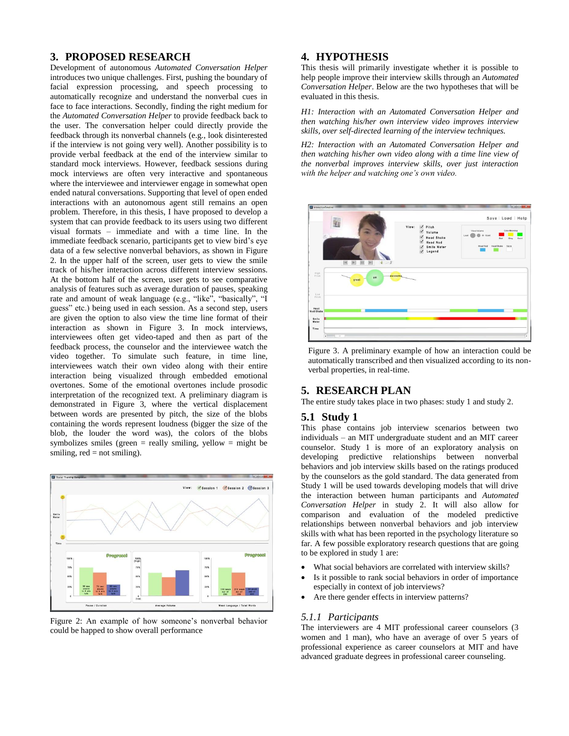## 3. PROPOSED RESEARCH

Development of autonomous *Automated Conversation Helper* introduces two unique challenges. First, pushing the boundary of facial expression processing, and speech processing to automatically recognize and understand the nonverbal cues in face to face interactions. Secondly, finding the right medium for the *Automated Conversation Helper* to provide feedback back to the user. The conversation helper could directly provide the feedback through its nonverbal channels (e.g., look disinterested if the interview is not going very well). Another possibility is to provide verbal feedback at the end of the interview similar to standard mock interviews. However, feedback sessions during mock interviews are often very interactive and spontaneous where the interviewee and interviewer engage in somewhat open ended natural conversations. Supporting that level of open ended interactions with an autonomous agent still remains an open problem. Therefore, in this thesis, I have proposed to develop a system that can provide feedback to its users using two different visual formats – immediate and with a time line. In the immediate feedback scenario, participants get to view bird's eye data of a few selective nonverbal behaviors, as shown in Figure 2. In the upper half of the screen, user gets to view the smile track of his/her interaction across different interview sessions. At the bottom half of the screen, user gets to see comparative analysis of features such as average duration of pauses, speaking rate and amount of weak language (e.g., "like", "basically", "I guess" etc.) being used in each session. As a second step, users are given the option to also view the time line format of their interaction as shown in Figure 3. In mock interviews, interviewees often get video-taped and then as part of the feedback process, the counselor and the interviewee watch the video together. To simulate such feature, in time line, interviewees watch their own video along with their entire interaction being visualized through embedded emotional overtones. Some of the emotional overtones include prosodic interpretation of the recognized text. A preliminary diagram is demonstrated in Figure 3, where the vertical displacement between words are presented by pitch, the size of the blobs containing the words represent loudness (bigger the size of the blob, the louder the word was), the colors of the blobs symbolizes smiles (green = really smiling, yellow = might be smiling, red = not smiling).

Figure 2: An example of how someone's nonverbal behavior could be happed to show overall performance

## 4. HYPOTHESIS

This thesis will primarily investigate whether it is possible to help people improve their interview skills through an *Automated Conversation Helper*. Below are the two hypotheses that will be evaluated in this thesis.

*H1: Interaction with an Automated Conversation Helper and then watching his/her own interview video improves interview skills, over self-directed learning of the interview techniques.*

*H2: Interaction with an Automated Conversation Helper and then watching his/her own video along with a time line view of the nonverbal improves interview skills, over just interaction with the helper and watching one's own video.*

Figure 3. A preliminary example of how an interaction could be automatically transcribed and then visualized according to its non-verbal properties, in real-time.

## 5. RESEARCH PLAN

The entire study takes place in two phases: study 1 and study 2.

### 5.1 Study 1

This phase contains job interview scenarios between two individuals – an MIT undergraduate student and an MIT career counselor. Study 1 is more of an exploratory analysis on developing predictive relationships between nonverbal behaviors and job interview skills based on the ratings produced by the counselors as the gold standard. The data generated from Study 1 will be used towards developing models that will drive the interaction between human participants and *Automated Conversation Helper* in study 2. It will also allow for comparison and evaluation of the modeled predictive relationships between nonverbal behaviors and job interview skills with what has been reported in the psychology literature so far. A few possible exploratory research questions that are going to be explored in study 1 are:

- What social behaviors are correlated with interview skills?
- Is it possible to rank social behaviors in order of importance especially in context of job interviews?
- Are there gender effects in interview patterns?

#### 5.1.1 Participants

The interviewers are 4 MIT professional career counselors (3 women and 1 man), who have an average of over 5 years of professional experience as career counselors at MIT and have advanced graduate degrees in professional career counseling.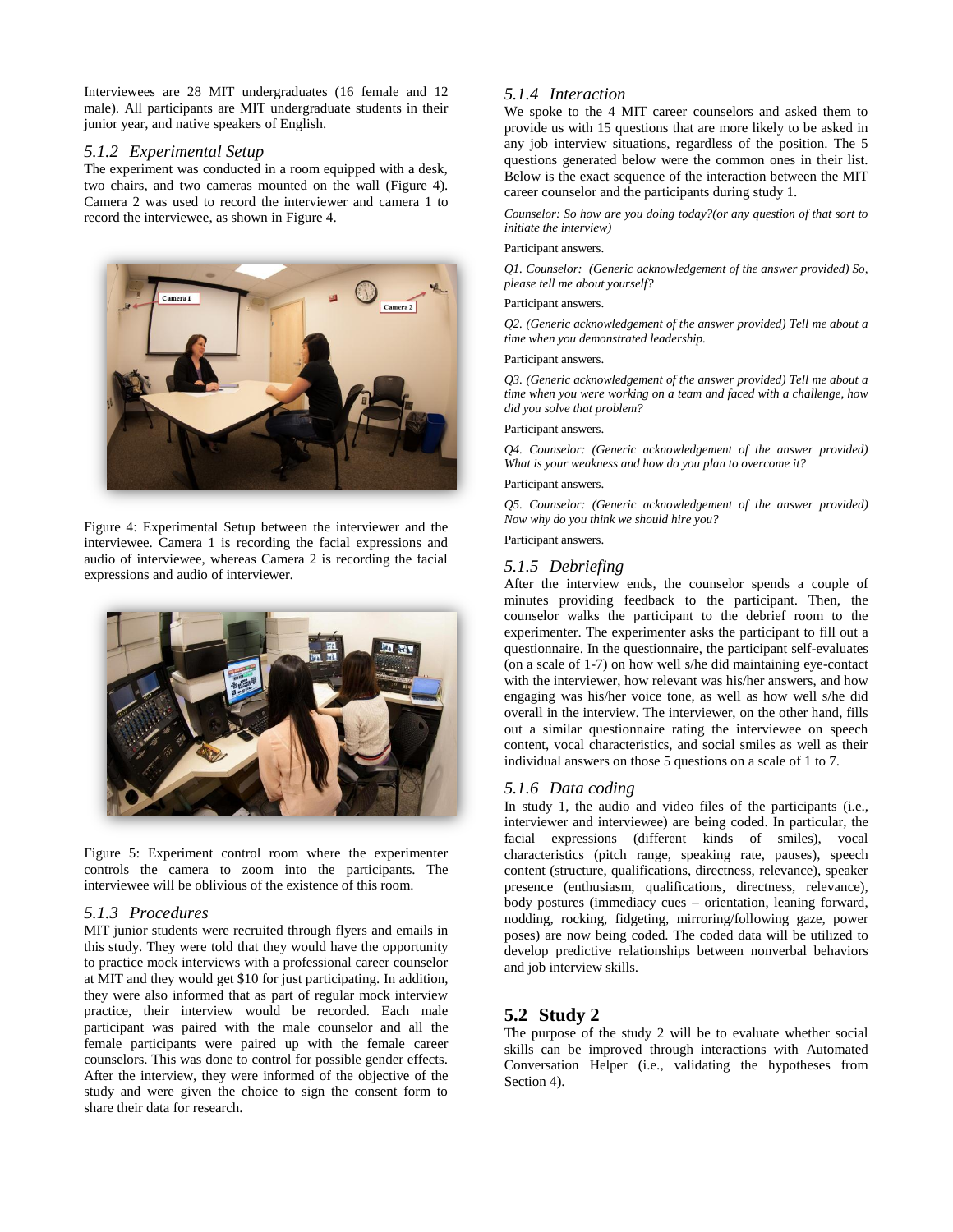Interviewees are 28 MIT undergraduates (16 female and 12 male). All participants are MIT undergraduate students in their junior year, and native speakers of English.

### 5.1.2 Experimental Setup

The experiment was conducted in a room equipped with a desk, two chairs, and two cameras mounted on the wall (Figure 4). Camera 2 was used to record the interviewer and camera 1 to record the interviewee, as shown in Figure 4.

Figure 4: Experimental Setup between the interviewer and the interviewee. Camera 1 is recording the facial expressions and audio of interviewee, whereas Camera 2 is recording the facial expressions and audio of interviewer.

Figure 5: Experiment control room where the experimenter controls the camera to zoom into the participants. The interviewee will be oblivious of the existence of this room.

### 5.1.3 Procedures

MIT junior students were recruited through flyers and emails in this study. They were told that they would have the opportunity to practice mock interviews with a professional career counselor at MIT and they would get $10 for just participating. In addition, they were also informed that as part of regular mock interview practice, their interview would be recorded. Each male participant was paired with the male counselor and all the female participants were paired up with the female career counselors. This was done to control for possible gender effects. After the interview, they were informed of the objective of the study and were given the choice to sign the consent form to share their data for research.

### 5.1.4 Interaction

We spoke to the 4 MIT career counselors and asked them to provide us with 15 questions that are more likely to be asked in any job interview situations, regardless of the position. The 5 questions generated below were the common ones in their list. Below is the exact sequence of the interaction between the MIT career counselor and the participants during study 1.

*Counselor: So how are you doing today?(or any question of that sort to initiate the interview)*

Participant answers.

*Q1. Counselor: (Generic acknowledgement of the answer provided) So, please tell me about yourself?*

Participant answers.

*Q2. (Generic acknowledgement of the answer provided) Tell me about a time when you demonstrated leadership.*

Participant answers.

*Q3. (Generic acknowledgement of the answer provided) Tell me about a time when you were working on a team and faced with a challenge, how did you solve that problem?*

Participant answers.

*Q4. Counselor: (Generic acknowledgement of the answer provided) What is your weakness and how do you plan to overcome it?*

Participant answers.

*Q5. Counselor: (Generic acknowledgement of the answer provided) Now why do you think we should hire you?*

Participant answers.

### 5.1.5 Debriefing

After the interview ends, the counselor spends a couple of minutes providing feedback to the participant. Then, the counselor walks the participant to the debrief room to the experimenter. The experimenter asks the participant to fill out a questionnaire. In the questionnaire, the participant self-evaluates (on a scale of 1-7) on how well s/he did maintaining eye-contact with the interviewer, how relevant was his/her answers, and how engaging was his/her voice tone, as well as how well s/he did overall in the interview. The interviewer, on the other hand, fills out a similar questionnaire rating the interviewee on speech content, vocal characteristics, and social smiles as well as their individual answers on those 5 questions on a scale of 1 to 7.

### 5.1.6 Data coding

In study 1, the audio and video files of the participants (i.e., interviewer and interviewee) are being coded. In particular, the facial expressions (different kinds of smiles), vocal characteristics (pitch range, speaking rate, pauses), speech content (structure, qualifications, directness, relevance), speaker presence (enthusiasm, qualifications, directness, relevance), body postures (immediacy cues – orientation, leaning forward, nodding, rocking, fidgeting, mirroring/following gaze, power poses) are now being coded. The coded data will be utilized to develop predictive relationships between nonverbal behaviors and job interview skills.

## 5.2 Study 2

The purpose of the study 2 will be to evaluate whether social skills can be improved through interactions with Automated Conversation Helper (i.e., validating the hypotheses from Section 4).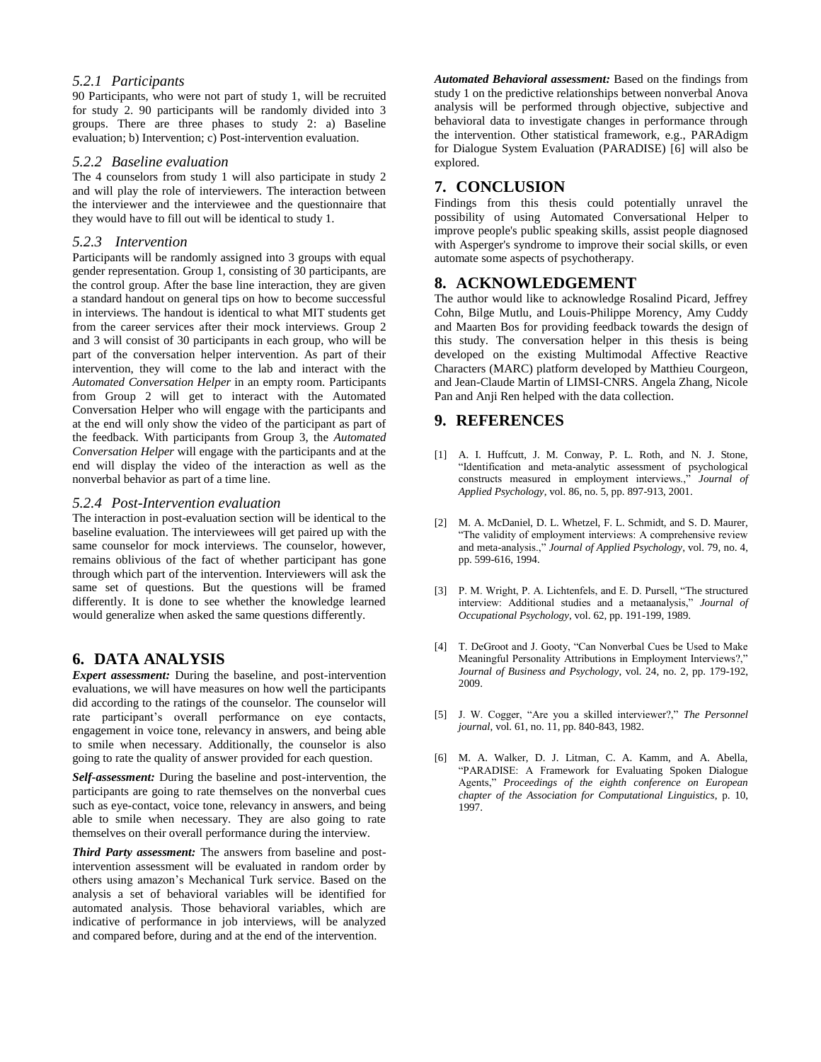#### 5.2.1 Participants

90 Participants, who were not part of study 1, will be recruited for study 2. 90 participants will be randomly divided into 3 groups. There are three phases to study 2: a) Baseline evaluation; b) Intervention; c) Post-intervention evaluation.

#### 5.2.2 Baseline evaluation

The 4 counselors from study 1 will also participate in study 2 and will play the role of interviewers. The interaction between the interviewer and the interviewee and the questionnaire that they would have to fill out will be identical to study 1.

#### 5.2.3 Intervention

Participants will be randomly assigned into 3 groups with equal gender representation. Group 1, consisting of 30 participants, are the control group. After the base line interaction, they are given a standard handout on general tips on how to become successful in interviews. The handout is identical to what MIT students get from the career services after their mock interviews. Group 2 and 3 will consist of 30 participants in each group, who will be part of the conversation helper intervention. As part of their intervention, they will come to the lab and interact with the *Automated Conversation Helper* in an empty room. Participants from Group 2 will get to interact with the Automated Conversation Helper who will engage with the participants and at the end will only show the video of the participant as part of the feedback. With participants from Group 3, the *Automated Conversation Helper* will engage with the participants and at the end will display the video of the interaction as well as the nonverbal behavior as part of a time line.

#### 5.2.4 Post-Intervention evaluation

The interaction in post-evaluation section will be identical to the baseline evaluation. The interviewees will get paired up with the same counselor for mock interviews. The counselor, however, remains oblivious of the fact of whether participant has gone through which part of the intervention. Interviewers will ask the same set of questions. But the questions will be framed differently. It is done to see whether the knowledge learned would generalize when asked the same questions differently.

## 6. DATA ANALYSIS

***Expert assessment:*** During the baseline, and post-intervention evaluations, we will have measures on how well the participants did according to the ratings of the counselor. The counselor will rate participant's overall performance on eye contacts, engagement in voice tone, relevancy in answers, and being able to smile when necessary. Additionally, the counselor is also going to rate the quality of answer provided for each question.

***Self-assessment:*** During the baseline and post-intervention, the participants are going to rate themselves on the nonverbal cues such as eye-contact, voice tone, relevancy in answers, and being able to smile when necessary. They are also going to rate themselves on their overall performance during the interview.

***Third Party assessment:*** The answers from baseline and post-intervention assessment will be evaluated in random order by others using amazon's Mechanical Turk service. Based on the analysis a set of behavioral variables will be identified for automated analysis. Those behavioral variables, which are indicative of performance in job interviews, will be analyzed and compared before, during and at the end of the intervention.

***Automated Behavioral assessment:*** Based on the findings from study 1 on the predictive relationships between nonverbal Anova analysis will be performed through objective, subjective and behavioral data to investigate changes in performance through the intervention. Other statistical framework, e.g., PARAdigm for Dialogue System Evaluation (PARADISE) [6] will also be explored.

## 7. CONCLUSION

Findings from this thesis could potentially unravel the possibility of using Automated Conversational Helper to improve people's public speaking skills, assist people diagnosed with Asperger's syndrome to improve their social skills, or even automate some aspects of psychotherapy.

## 8. ACKNOWLEDGEMENT

The author would like to acknowledge Rosalind Picard, Jeffrey Cohn, Bilge Mutlu, and Louis-Philippe Morency, Amy Cuddy and Maarten Bos for providing feedback towards the design of this study. The conversation helper in this thesis is being developed on the existing Multimodal Affective Reactive Characters (MARC) platform developed by Matthieu Courgeon, and Jean-Claude Martin of LIMSI-CNRS. Angela Zhang, Nicole Pan and Anji Ren helped with the data collection.

## 9. REFERENCES

[1] A. I. Huffcutt, J. M. Conway, P. L. Roth, and N. J. Stone, "Identification and meta-analytic assessment of psychological constructs measured in employment interviews.," *Journal of Applied Psychology*, vol. 86, no. 5, pp. 897-913, 2001.

[2] M. A. McDaniel, D. L. Whetzel, F. L. Schmidt, and S. D. Maurer, "The validity of employment interviews: A comprehensive review and meta-analysis.," *Journal of Applied Psychology*, vol. 79, no. 4, pp. 599-616, 1994.

[3] P. M. Wright, P. A. Lichtenfels, and E. D. Pursell, "The structured interview: Additional studies and a metaanalysis," *Journal of Occupational Psychology*, vol. 62, pp. 191-199, 1989.

[4] T. DeGroot and J. Gooty, "Can Nonverbal Cues be Used to Make Meaningful Personality Attributions in Employment Interviews?," *Journal of Business and Psychology*, vol. 24, no. 2, pp. 179-192, 2009.

[5] J. W. Cogger, "Are you a skilled interviewer?," *The Personnel journal*, vol. 61, no. 11, pp. 840-843, 1982.

[6] M. A. Walker, D. J. Litman, C. A. Kamm, and A. Abella, "PARADISE: A Framework for Evaluating Spoken Dialogue Agents," *Proceedings of the eighth conference on European chapter of the Association for Computational Linguistics*, p. 10, 1997.